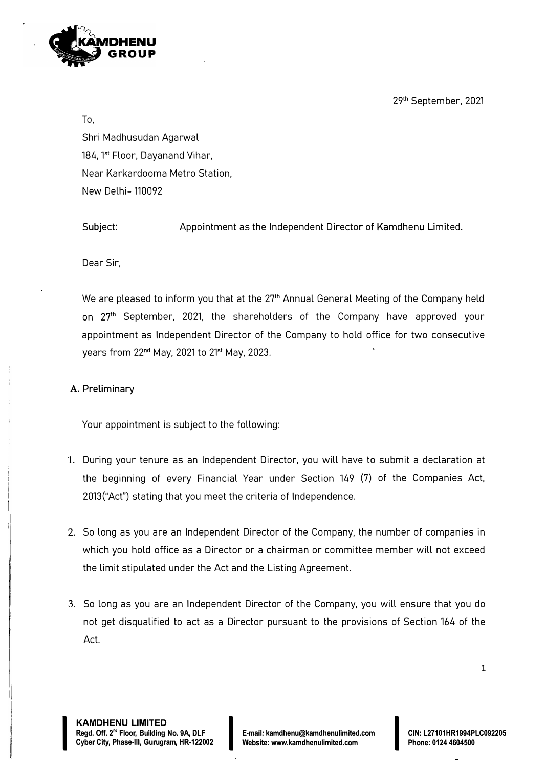29th September, 2021

To,

Shri Madhusudan Agarwal
184, 1st Floor, Dayanand Vihar,
Near Karkardooma Metro Station,
New Delhi- 110092

Subject: Appointment as the Independent Director of Kamdhenu Limited.

Dear Sir,

We are pleased to inform you that at the 27th Annual General Meeting of the Company held on 27th September, 2021, the shareholders of the Company have approved your appointment as Independent Director of the Company to hold office for two consecutive years from 22nd May, 2021 to 21st May, 2023.

## A. Preliminary

Your appointment is subject to the following:

1. During your tenure as an Independent Director, you will have to submit a declaration at the beginning of every Financial Year under Section 149 (7) of the Companies Act, 2013("Act") stating that you meet the criteria of Independence.

2. So long as you are an Independent Director of the Company, the number of companies in which you hold office as a Director or a chairman or committee member will not exceed the limit stipulated under the Act and the Listing Agreement.

3. So long as you are an Independent Director of the Company, you will ensure that you do not get disqualified to act as a Director pursuant to the provisions of Section 164 of the Act.

**KAMDHENU LIMITED**
**Regd. Off. 2nd Floor, Building No. 9A, DLF Cyber City, Phase-III, Gurugram, HR-122002**
**E-mail: kamdhenu@kamdhenulimited.com**
**Website: www.kamdhenulimited.com**
**CIN: L27101HR1994PLC092205**
**Phone: 0124 4604500**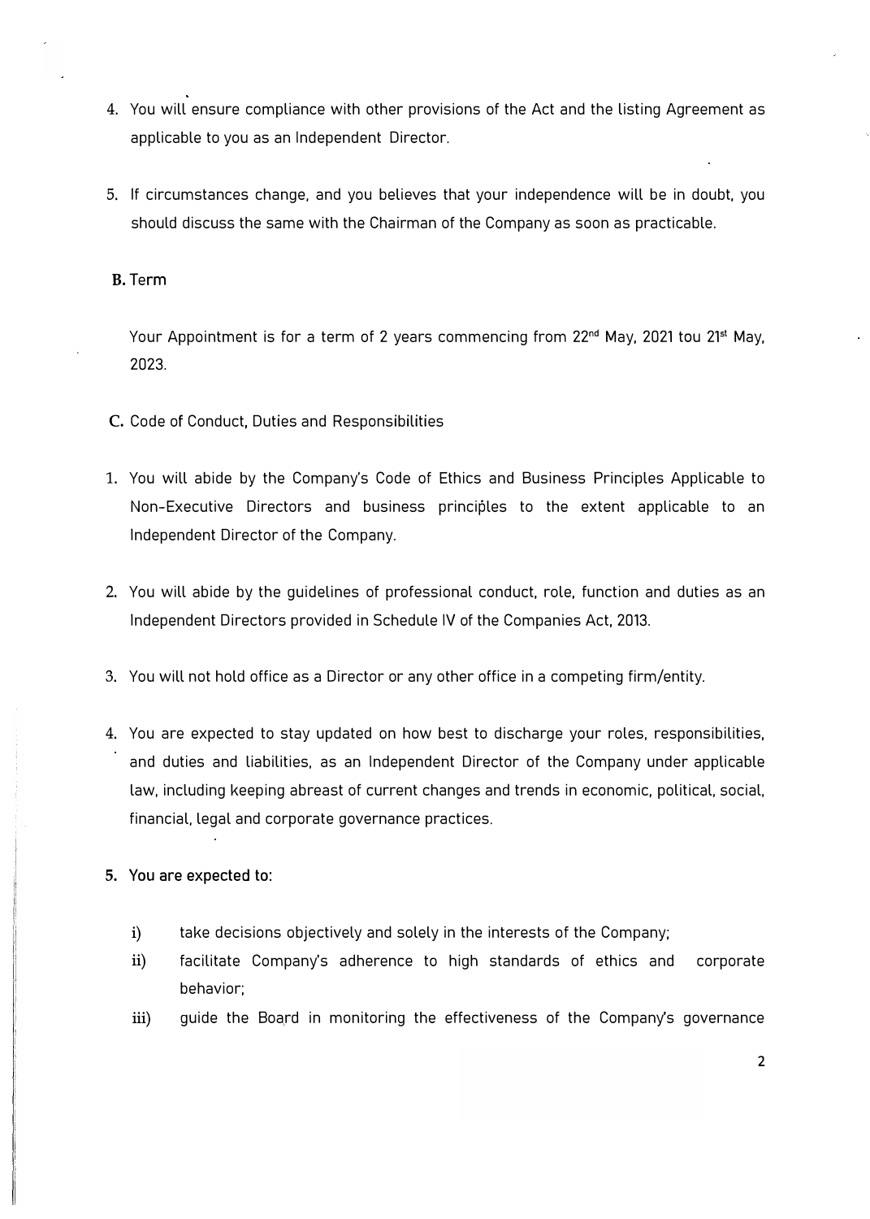4. You will ensure compliance with other provisions of the Act and the listing Agreement as applicable to you as an Independent Director.

5. If circumstances change, and you believes that your independence will be in doubt, you should discuss the same with the Chairman of the Company as soon as practicable.

**B.** Term

Your Appointment is for a term of 2 years commencing from 22nd May, 2021 tou 21st May, 2023.

**C.** Code of Conduct, Duties and Responsibilities

1. You will abide by the Company's Code of Ethics and Business Principles Applicable to Non-Executive Directors and business principles to the extent applicable to an Independent Director of the Company.

2. You will abide by the guidelines of professional conduct, role, function and duties as an Independent Directors provided in Schedule IV of the Companies Act, 2013.

3. You will not hold office as a Director or any other office in a competing firm/entity.

4. You are expected to stay updated on how best to discharge your roles, responsibilities, and duties and liabilities, as an Independent Director of the Company under applicable law, including keeping abreast of current changes and trends in economic, political, social, financial, legal and corporate governance practices.

5. **You are expected to:**

   i) take decisions objectively and solely in the interests of the Company;

   ii) facilitate Company's adherence to high standards of ethics and corporate behavior;

   iii) guide the Board in monitoring the effectiveness of the Company's governance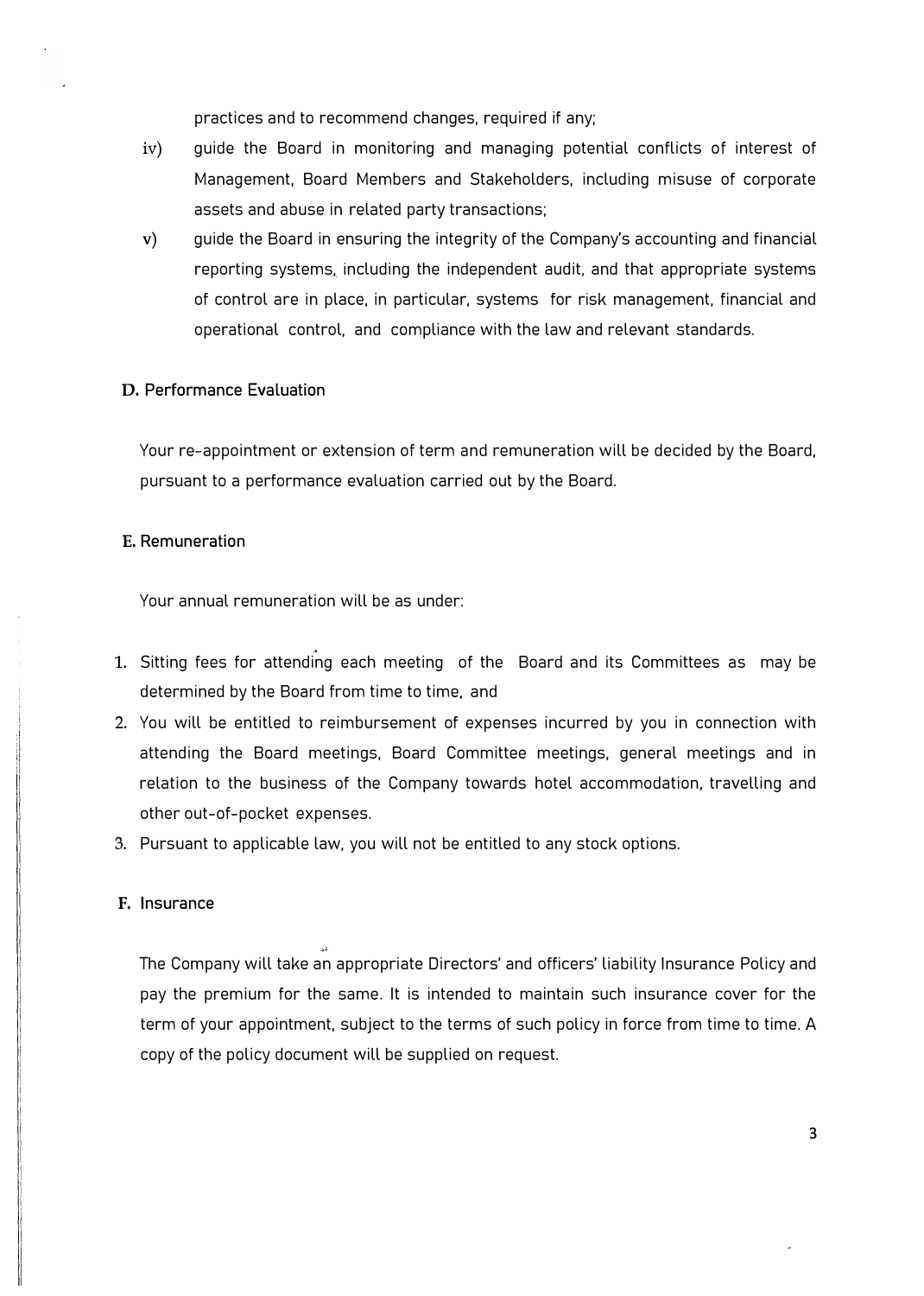practices and to recommend changes, required if any;

iv) guide the Board in monitoring and managing potential conflicts of interest of Management, Board Members and Stakeholders, including misuse of corporate assets and abuse in related party transactions;

v) guide the Board in ensuring the integrity of the Company's accounting and financial reporting systems, including the independent audit, and that appropriate systems of control are in place, in particular, systems for risk management, financial and operational control, and compliance with the law and relevant standards.

## D. Performance Evaluation

Your re-appointment or extension of term and remuneration will be decided by the Board, pursuant to a performance evaluation carried out by the Board.

## E. Remuneration

Your annual remuneration will be as under:

1. Sitting fees for attending each meeting of the Board and its Committees as may be determined by the Board from time to time, and
2. You will be entitled to reimbursement of expenses incurred by you in connection with attending the Board meetings, Board Committee meetings, general meetings and in relation to the business of the Company towards hotel accommodation, travelling and other out-of-pocket expenses.
3. Pursuant to applicable law, you will not be entitled to any stock options.

## F. Insurance

The Company will take an appropriate Directors' and officers' liability Insurance Policy and pay the premium for the same. It is intended to maintain such insurance cover for the term of your appointment, subject to the terms of such policy in force from time to time. A copy of the policy document will be supplied on request.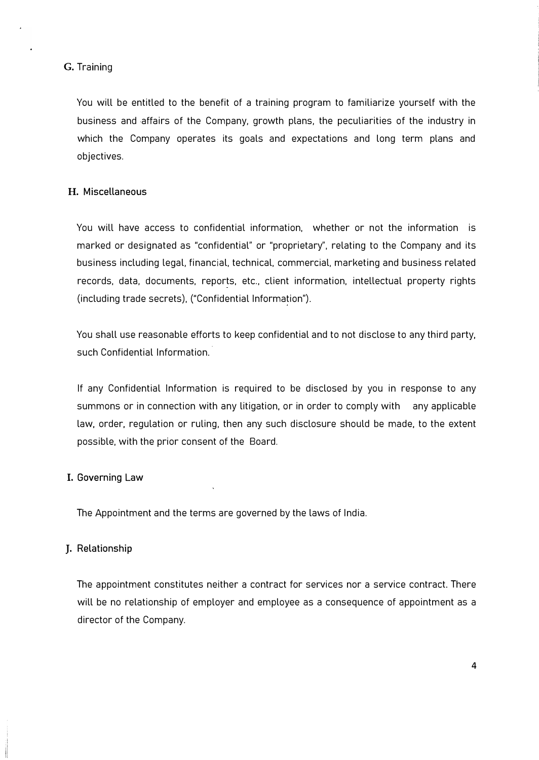## G. Training

You will be entitled to the benefit of a training program to familiarize yourself with the business and affairs of the Company, growth plans, the peculiarities of the industry in which the Company operates its goals and expectations and long term plans and objectives.

## H. Miscellaneous

You will have access to confidential information, whether or not the information is marked or designated as "confidential" or "proprietary", relating to the Company and its business including legal, financial, technical, commercial, marketing and business related records, data, documents, reports, etc., client information, intellectual property rights (including trade secrets), ("Confidential Information").

You shall use reasonable efforts to keep confidential and to not disclose to any third party, such Confidential Information.

If any Confidential Information is required to be disclosed by you in response to any summons or in connection with any litigation, or in order to comply with any applicable law, order, regulation or ruling, then any such disclosure should be made, to the extent possible, with the prior consent of the Board.

## I. Governing Law

The Appointment and the terms are governed by the laws of India.

## J. Relationship

The appointment constitutes neither a contract for services nor a service contract. There will be no relationship of employer and employee as a consequence of appointment as a director of the Company.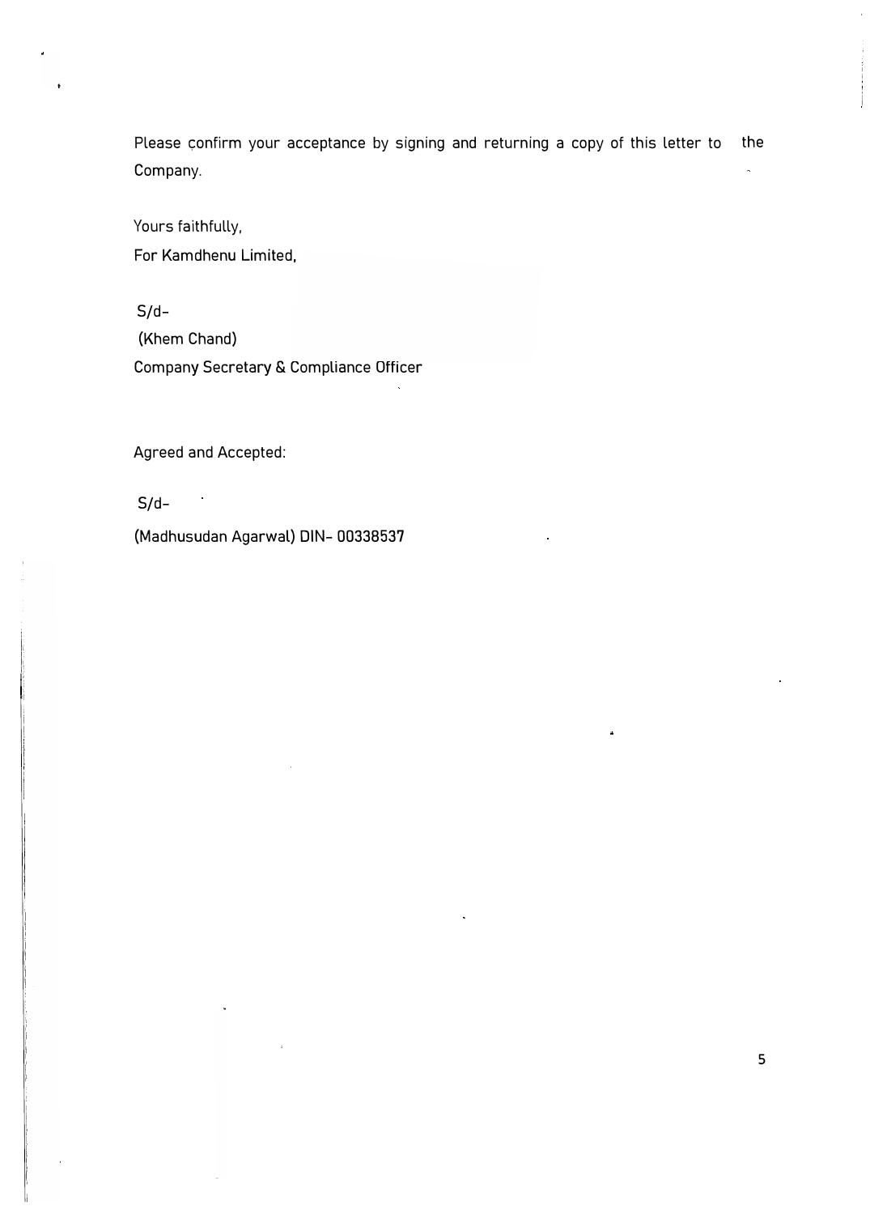Please confirm your acceptance by signing and returning a copy of this letter to the Company.

Yours faithfully,

For Kamdhenu Limited,

S/d-

(Khem Chand)

Company Secretary & Compliance Officer

Agreed and Accepted:

S/d-

(Madhusudan Agarwal) DIN- 00338537